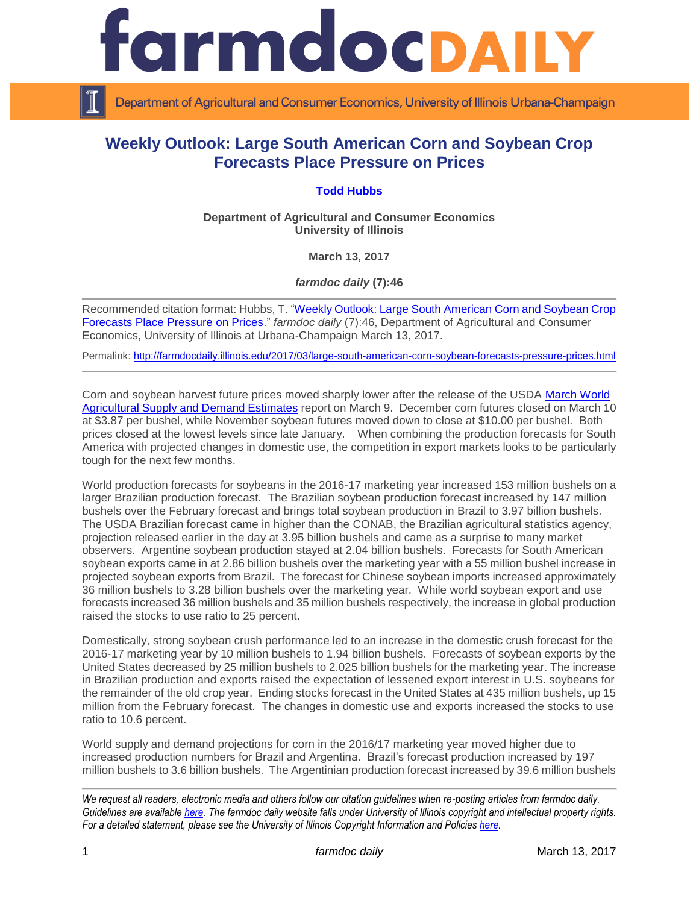# Weekly Outlook: Large South American Corn and Soybean Crop Forecasts Place Pressure on Prices

**Todd Hubbs**

**Department of Agricultural and Consumer Economics**
**University of Illinois**

**March 13, 2017**

***farmdoc daily* (7):46**

Recommended citation format: Hubbs, T. "Weekly Outlook: Large South American Corn and Soybean Crop Forecasts Place Pressure on Prices." *farmdoc daily* (7):46, Department of Agricultural and Consumer Economics, University of Illinois at Urbana-Champaign March 13, 2017.

Permalink: http://farmdocdaily.illinois.edu/2017/03/large-south-american-corn-soybean-forecasts-pressure-prices.html

---

Corn and soybean harvest future prices moved sharply lower after the release of the USDA March World Agricultural Supply and Demand Estimates report on March 9. December corn futures closed on March 10 at $3.87 per bushel, while November soybean futures moved down to close at $10.00 per bushel. Both prices closed at the lowest levels since late January. When combining the production forecasts for South America with projected changes in domestic use, the competition in export markets looks to be particularly tough for the next few months.

World production forecasts for soybeans in the 2016-17 marketing year increased 153 million bushels on a larger Brazilian production forecast. The Brazilian soybean production forecast increased by 147 million bushels over the February forecast and brings total soybean production in Brazil to 3.97 billion bushels. The USDA Brazilian forecast came in higher than the CONAB, the Brazilian agricultural statistics agency, projection released earlier in the day at 3.95 billion bushels and came as a surprise to many market observers. Argentine soybean production stayed at 2.04 billion bushels. Forecasts for South American soybean exports came in at 2.86 billion bushels over the marketing year with a 55 million bushel increase in projected soybean exports from Brazil. The forecast for Chinese soybean imports increased approximately 36 million bushels to 3.28 billion bushels over the marketing year. While world soybean export and use forecasts increased 36 million bushels and 35 million bushels respectively, the increase in global production raised the stocks to use ratio to 25 percent.

Domestically, strong soybean crush performance led to an increase in the domestic crush forecast for the 2016-17 marketing year by 10 million bushels to 1.94 billion bushels. Forecasts of soybean exports by the United States decreased by 25 million bushels to 2.025 billion bushels for the marketing year. The increase in Brazilian production and exports raised the expectation of lessened export interest in U.S. soybeans for the remainder of the old crop year. Ending stocks forecast in the United States at 435 million bushels, up 15 million from the February forecast. The changes in domestic use and exports increased the stocks to use ratio to 10.6 percent.

World supply and demand projections for corn in the 2016/17 marketing year moved higher due to increased production numbers for Brazil and Argentina. Brazil's forecast production increased by 197 million bushels to 3.6 billion bushels. The Argentinian production forecast increased by 39.6 million bushels

---

*We request all readers, electronic media and others follow our citation guidelines when re-posting articles from farmdoc daily. Guidelines are available here. The farmdoc daily website falls under University of Illinois copyright and intellectual property rights. For a detailed statement, please see the University of Illinois Copyright Information and Policies here.*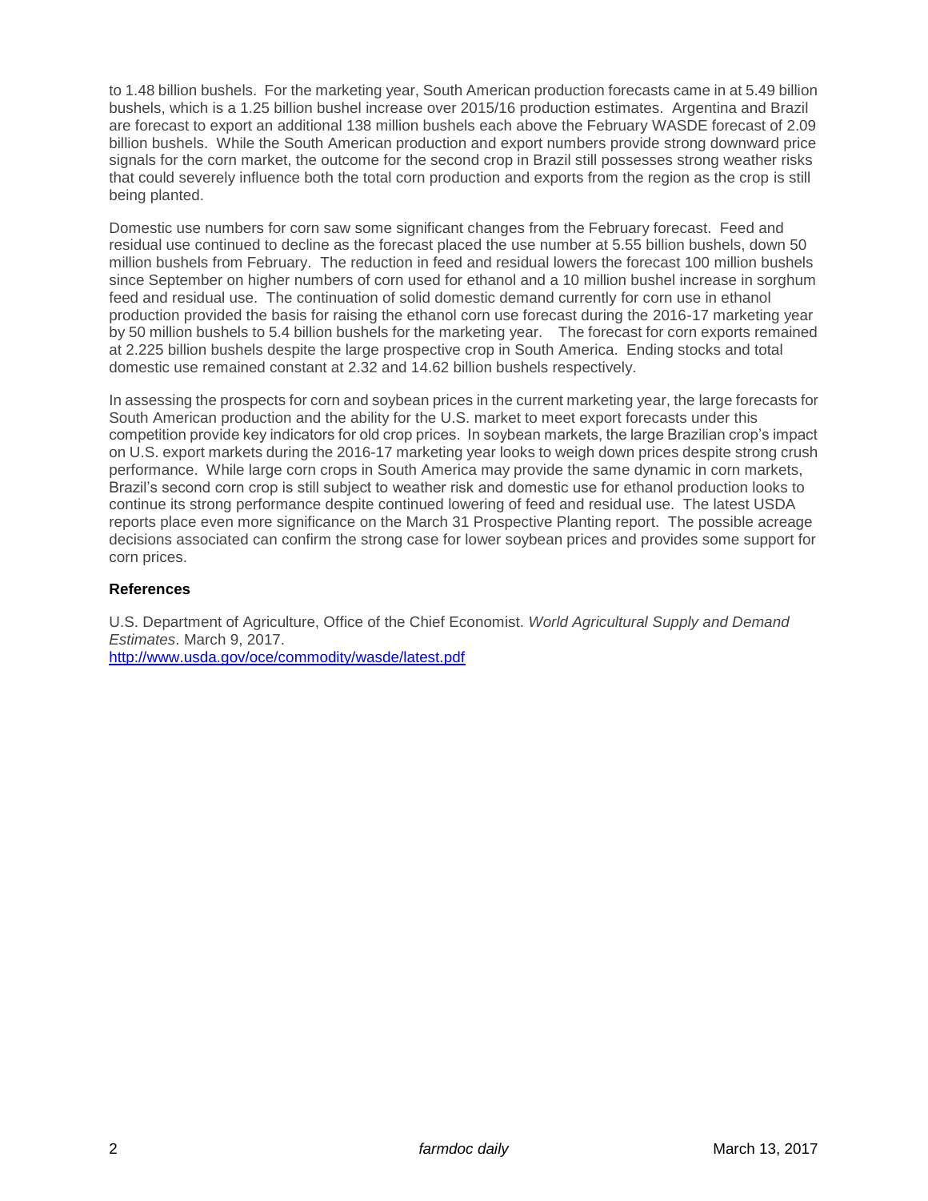to 1.48 billion bushels. For the marketing year, South American production forecasts came in at 5.49 billion bushels, which is a 1.25 billion bushel increase over 2015/16 production estimates. Argentina and Brazil are forecast to export an additional 138 million bushels each above the February WASDE forecast of 2.09 billion bushels. While the South American production and export numbers provide strong downward price signals for the corn market, the outcome for the second crop in Brazil still possesses strong weather risks that could severely influence both the total corn production and exports from the region as the crop is still being planted.

Domestic use numbers for corn saw some significant changes from the February forecast. Feed and residual use continued to decline as the forecast placed the use number at 5.55 billion bushels, down 50 million bushels from February. The reduction in feed and residual lowers the forecast 100 million bushels since September on higher numbers of corn used for ethanol and a 10 million bushel increase in sorghum feed and residual use. The continuation of solid domestic demand currently for corn use in ethanol production provided the basis for raising the ethanol corn use forecast during the 2016-17 marketing year by 50 million bushels to 5.4 billion bushels for the marketing year. The forecast for corn exports remained at 2.225 billion bushels despite the large prospective crop in South America. Ending stocks and total domestic use remained constant at 2.32 and 14.62 billion bushels respectively.

In assessing the prospects for corn and soybean prices in the current marketing year, the large forecasts for South American production and the ability for the U.S. market to meet export forecasts under this competition provide key indicators for old crop prices. In soybean markets, the large Brazilian crop's impact on U.S. export markets during the 2016-17 marketing year looks to weigh down prices despite strong crush performance. While large corn crops in South America may provide the same dynamic in corn markets, Brazil's second corn crop is still subject to weather risk and domestic use for ethanol production looks to continue its strong performance despite continued lowering of feed and residual use. The latest USDA reports place even more significance on the March 31 Prospective Planting report. The possible acreage decisions associated can confirm the strong case for lower soybean prices and provides some support for corn prices.

**References**

U.S. Department of Agriculture, Office of the Chief Economist. *World Agricultural Supply and Demand Estimates*. March 9, 2017.
http://www.usda.gov/oce/commodity/wasde/latest.pdf